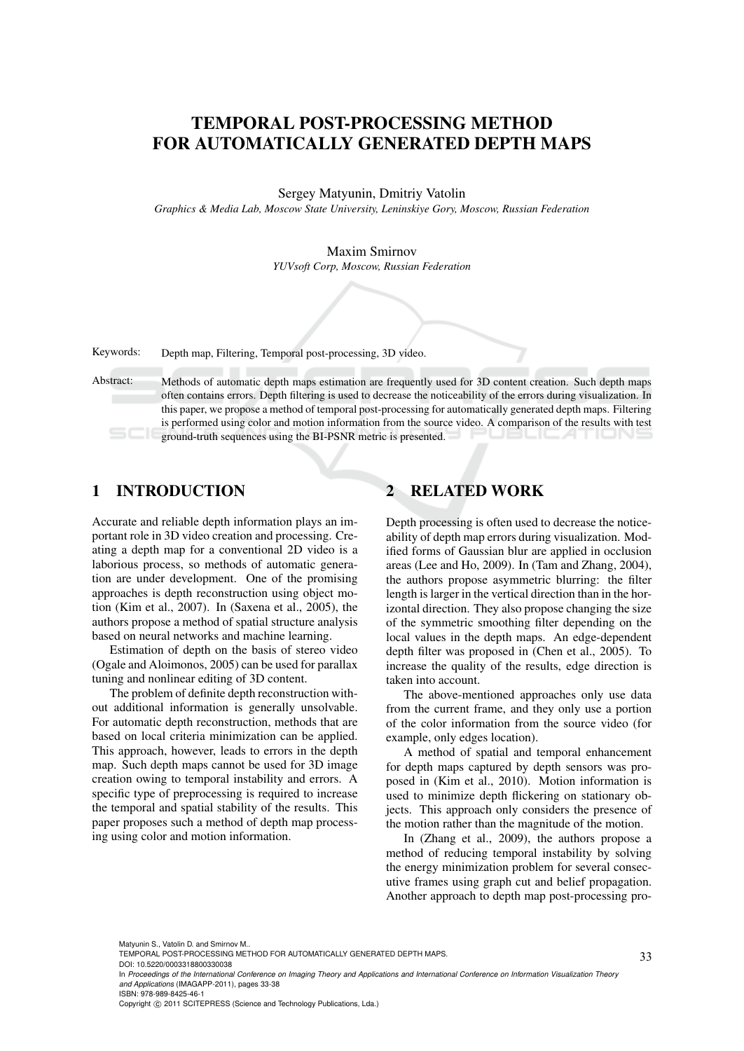# TEMPORAL POST-PROCESSING METHOD FOR AUTOMATICALLY GENERATED DEPTH MAPS

Sergey Matyunin, Dmitriy Vatolin

*Graphics & Media Lab, Moscow State University, Leninskiye Gory, Moscow, Russian Federation*

Maxim Smirnov

*YUVsoft Corp, Moscow, Russian Federation*

Keywords: Depth map, Filtering, Temporal post-processing, 3D video.

Abstract: Methods of automatic depth maps estimation are frequently used for 3D content creation. Such depth maps often contains errors. Depth filtering is used to decrease the noticeability of the errors during visualization. In this paper, we propose a method of temporal post-processing for automatically generated depth maps. Filtering is performed using color and motion information from the source video. A comparison of the results with test ground-truth sequences using the BI-PSNR metric is presented.

## 1 INTRODUCTION

Accurate and reliable depth information plays an important role in 3D video creation and processing. Creating a depth map for a conventional 2D video is a laborious process, so methods of automatic generation are under development. One of the promising approaches is depth reconstruction using object motion (Kim et al., 2007). In (Saxena et al., 2005), the authors propose a method of spatial structure analysis based on neural networks and machine learning.

Estimation of depth on the basis of stereo video (Ogale and Aloimonos, 2005) can be used for parallax tuning and nonlinear editing of 3D content.

The problem of definite depth reconstruction without additional information is generally unsolvable. For automatic depth reconstruction, methods that are based on local criteria minimization can be applied. This approach, however, leads to errors in the depth map. Such depth maps cannot be used for 3D image creation owing to temporal instability and errors. A specific type of preprocessing is required to increase the temporal and spatial stability of the results. This paper proposes such a method of depth map processing using color and motion information.

## 2 RELATED WORK

Depth processing is often used to decrease the noticeability of depth map errors during visualization. Modified forms of Gaussian blur are applied in occlusion areas (Lee and Ho, 2009). In (Tam and Zhang, 2004), the authors propose asymmetric blurring: the filter length is larger in the vertical direction than in the horizontal direction. They also propose changing the size of the symmetric smoothing filter depending on the local values in the depth maps. An edge-dependent depth filter was proposed in (Chen et al., 2005). To increase the quality of the results, edge direction is taken into account.

The above-mentioned approaches only use data from the current frame, and they only use a portion of the color information from the source video (for example, only edges location).

A method of spatial and temporal enhancement for depth maps captured by depth sensors was proposed in (Kim et al., 2010). Motion information is used to minimize depth flickering on stationary objects. This approach only considers the presence of the motion rather than the magnitude of the motion.

In (Zhang et al., 2009), the authors propose a method of reducing temporal instability by solving the energy minimization problem for several consecutive frames using graph cut and belief propagation. Another approach to depth map post-processing pro-

Matyunin S., Vatolin D. and Smirnov M..
TEMPORAL POST-PROCESSING METHOD FOR AUTOMATICALLY GENERATED DEPTH MAPS.
DOI: 10.5220/0003318800330038
In *Proceedings of the International Conference on Imaging Theory and Applications and International Conference on Information Visualization Theory and Applications* (IMAGAPP-2011), pages 33-38
ISBN: 978-989-8425-46-1
Copyright © 2011 SCITEPRESS (Science and Technology Publications, Lda.)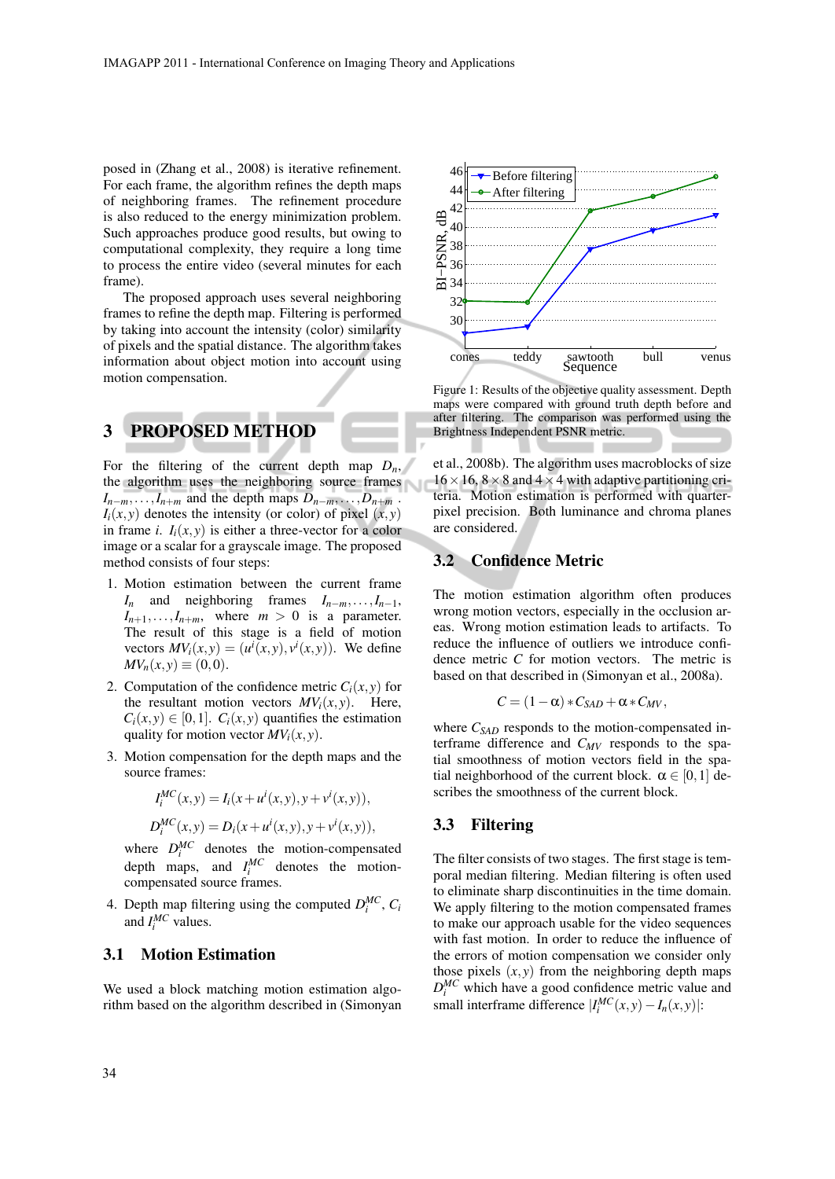posed in (Zhang et al., 2008) is iterative refinement. For each frame, the algorithm refines the depth maps of neighboring frames. The refinement procedure is also reduced to the energy minimization problem. Such approaches produce good results, but owing to computational complexity, they require a long time to process the entire video (several minutes for each frame).

The proposed approach uses several neighboring frames to refine the depth map. Filtering is performed by taking into account the intensity (color) similarity of pixels and the spatial distance. The algorithm takes information about object motion into account using motion compensation.

## 3 PROPOSED METHOD

For the filtering of the current depth map $D_n$, the algorithm uses the neighboring source frames $I_{n-m},\ldots,I_{n+m}$ and the depth maps $D_{n-m},\ldots,D_{n+m}$. $I_i(x,y)$ denotes the intensity (or color) of pixel $(x,y)$ in frame $i$. $I_i(x,y)$ is either a three-vector for a color image or a scalar for a grayscale image. The proposed method consists of four steps:

1. Motion estimation between the current frame $I_n$ and neighboring frames $I_{n-m},\ldots,I_{n-1}$, $I_{n+1},\ldots,I_{n+m}$, where $m > 0$ is a parameter. The result of this stage is a field of motion vectors $MV_i(x,y) = (u^i(x,y), v^i(x,y))$. We define $MV_n(x,y) \equiv (0,0)$.
2. Computation of the confidence metric $C_i(x,y)$ for the resultant motion vectors $MV_i(x,y)$. Here, $C_i(x,y) \in [0,1]$. $C_i(x,y)$ quantifies the estimation quality for motion vector $MV_i(x,y)$.
3. Motion compensation for the depth maps and the source frames:

$$I_i^{MC}(x,y) = I_i(x+u^i(x,y), y+v^i(x,y)),$$

$$D_i^{MC}(x,y) = D_i(x+u^i(x,y), y+v^i(x,y)),$$

where $D_i^{MC}$ denotes the motion-compensated depth maps, and $I_i^{MC}$ denotes the motion-compensated source frames.
4. Depth map filtering using the computed $D_i^{MC}$, $C_i$ and $I_i^{MC}$ values.

### 3.1 Motion Estimation

We used a block matching motion estimation algorithm based on the algorithm described in (Simonyan et al., 2008b). The algorithm uses macroblocks of size $16\times16$, $8\times8$ and $4\times4$ with adaptive partitioning criteria. Motion estimation is performed with quarter-pixel precision. Both luminance and chroma planes are considered.

Figure 1: Results of the objective quality assessment. Depth maps were compared with ground truth depth before and after filtering. The comparison was performed using the Brightness Independent PSNR metric.

### 3.2 Confidence Metric

The motion estimation algorithm often produces wrong motion vectors, especially in the occlusion areas. Wrong motion estimation leads to artifacts. To reduce the influence of outliers we introduce confidence metric $C$ for motion vectors. The metric is based on that described in (Simonyan et al., 2008a).

$$C = (1-\alpha) * C_{SAD} + \alpha * C_{MV},$$

where $C_{SAD}$ responds to the motion-compensated interframe difference and $C_{MV}$ responds to the spatial smoothness of motion vectors field in the spatial neighborhood of the current block. $\alpha \in [0,1]$ describes the smoothness of the current block.

### 3.3 Filtering

The filter consists of two stages. The first stage is temporal median filtering. Median filtering is often used to eliminate sharp discontinuities in the time domain. We apply filtering to the motion compensated frames to make our approach usable for the video sequences with fast motion. In order to reduce the influence of the errors of motion compensation we consider only those pixels $(x,y)$ from the neighboring depth maps $D_i^{MC}$ which have a good confidence metric value and small interframe difference $|I_i^{MC}(x,y) - I_n(x,y)|$: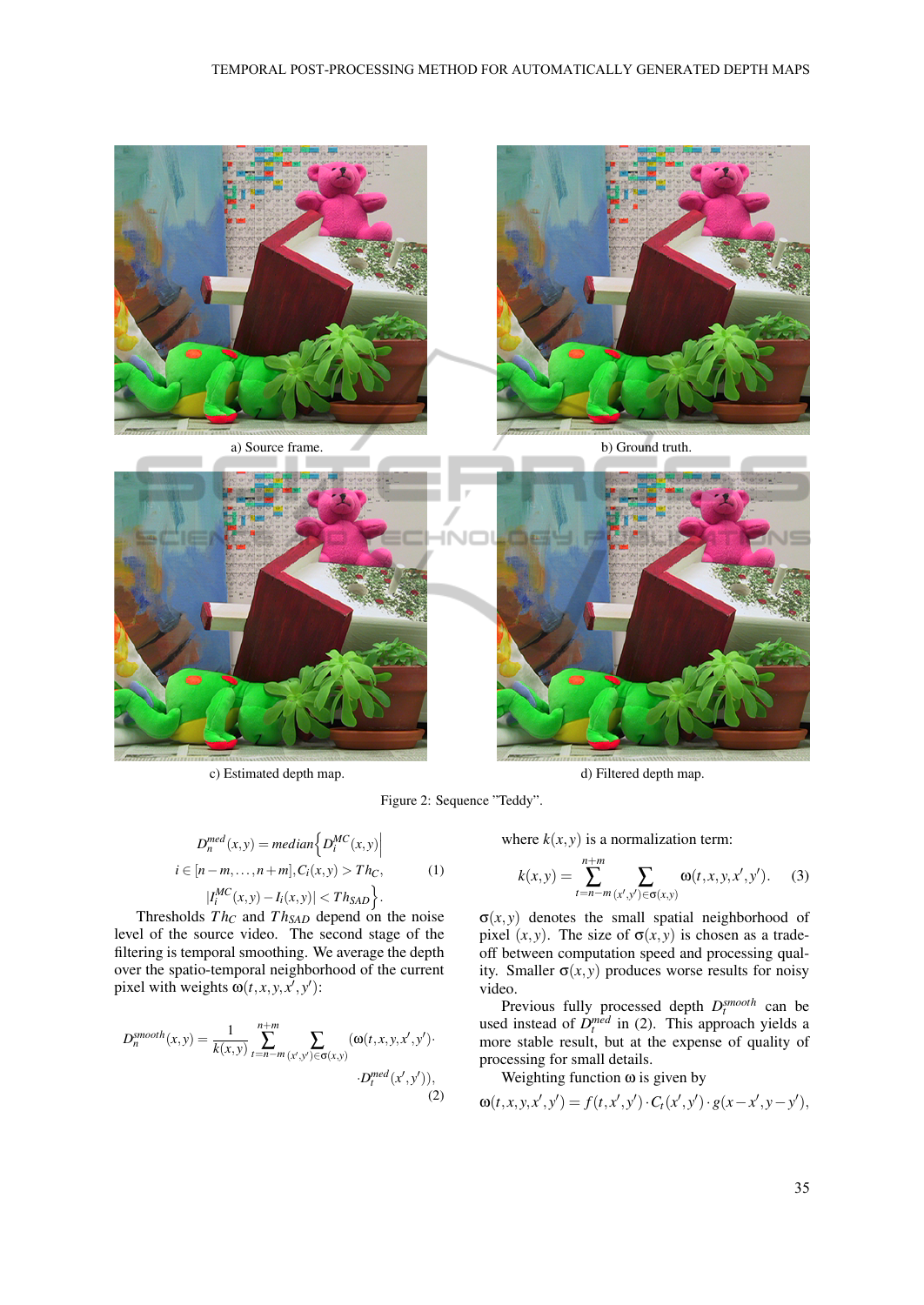a) Source frame.

b) Ground truth.

c) Estimated depth map.

d) Filtered depth map.

Figure 2: Sequence "Teddy".

$$D_n^{med}(x,y) = median\Big\{ D_i^{MC}(x,y) \Big| \\ i \in [n-m,\ldots,n+m], C_i(x,y) > Th_C, \\ |I_i^{MC}(x,y) - I_i(x,y)| < Th_{SAD} \Big\}. \quad (1)$$

Thresholds $Th_C$ and $Th_{SAD}$ depend on the noise level of the source video. The second stage of the filtering is temporal smoothing. We average the depth over the spatio-temporal neighborhood of the current pixel with weights $\omega(t,x,y,x',y')$:

$$D_n^{smooth}(x,y) = \frac{1}{k(x,y)} \sum_{t=n-m}^{n+m} \sum_{(x',y') \in \sigma(x,y)} (\omega(t,x,y,x',y') \cdot D_t^{med}(x',y')), \quad (2)$$

where $k(x,y)$ is a normalization term:

$$k(x,y) = \sum_{t=n-m}^{n+m} \sum_{(x',y') \in \sigma(x,y)} \omega(t,x,y,x',y'). \quad (3)$$

$\sigma(x,y)$ denotes the small spatial neighborhood of pixel $(x,y)$. The size of $\sigma(x,y)$ is chosen as a trade-off between computation speed and processing quality. Smaller $\sigma(x,y)$ produces worse results for noisy video.

Previous fully processed depth $D_t^{smooth}$ can be used instead of $D_t^{med}$ in (2). This approach yields a more stable result, but at the expense of quality of processing for small details.

Weighting function $\omega$ is given by

$$\omega(t,x,y,x',y') = f(t,x',y') \cdot C_t(x',y') \cdot g(x-x',y-y'),$$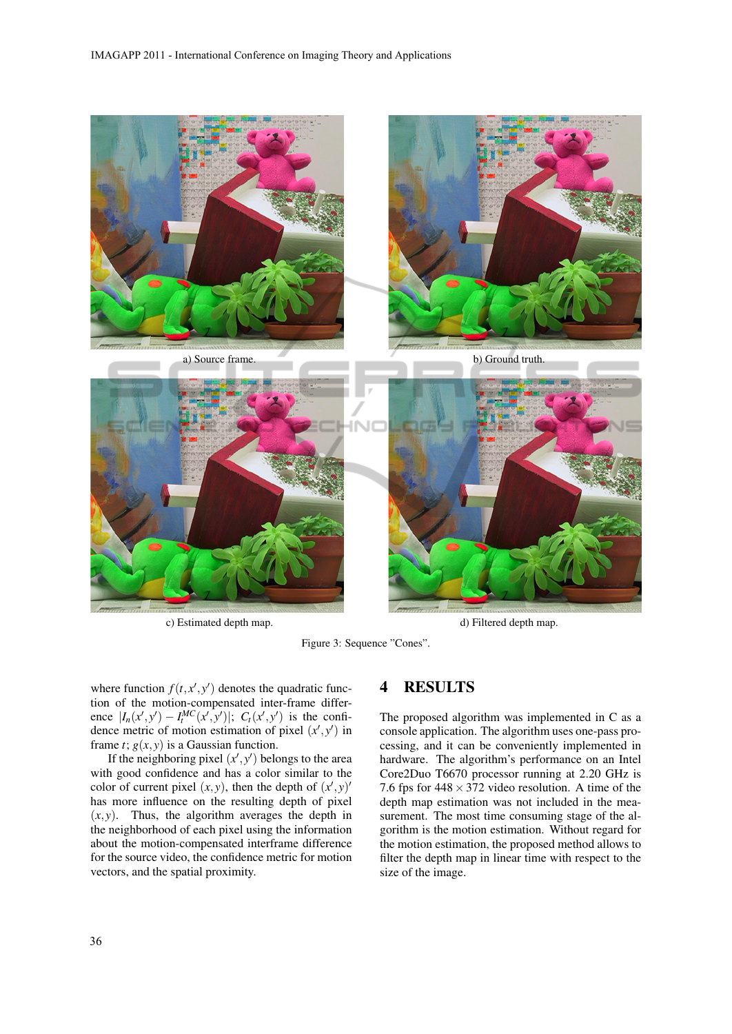a) Source frame.

b) Ground truth.

c) Estimated depth map.

d) Filtered depth map.

Figure 3: Sequence "Cones".

where function $f(t, x', y')$ denotes the quadratic function of the motion-compensated inter-frame difference $|I_n(x', y') - I_t^{MC}(x', y')|$; $C_t(x', y')$ is the confidence metric of motion estimation of pixel $(x', y')$ in frame $t$; $g(x, y)$ is a Gaussian function.

If the neighboring pixel $(x', y')$ belongs to the area with good confidence and has a color similar to the color of current pixel $(x, y)$, then the depth of $(x', y)'$ has more influence on the resulting depth of pixel $(x, y)$. Thus, the algorithm averages the depth in the neighborhood of each pixel using the information about the motion-compensated interframe difference for the source video, the confidence metric for motion vectors, and the spatial proximity.

## 4 RESULTS

The proposed algorithm was implemented in C as a console application. The algorithm uses one-pass processing, and it can be conveniently implemented in hardware. The algorithm's performance on an Intel Core2Duo T6670 processor running at 2.20 GHz is 7.6 fps for $448 \times 372$ video resolution. A time of the depth map estimation was not included in the measurement. The most time consuming stage of the algorithm is the motion estimation. Without regard for the motion estimation, the proposed method allows to filter the depth map in linear time with respect to the size of the image.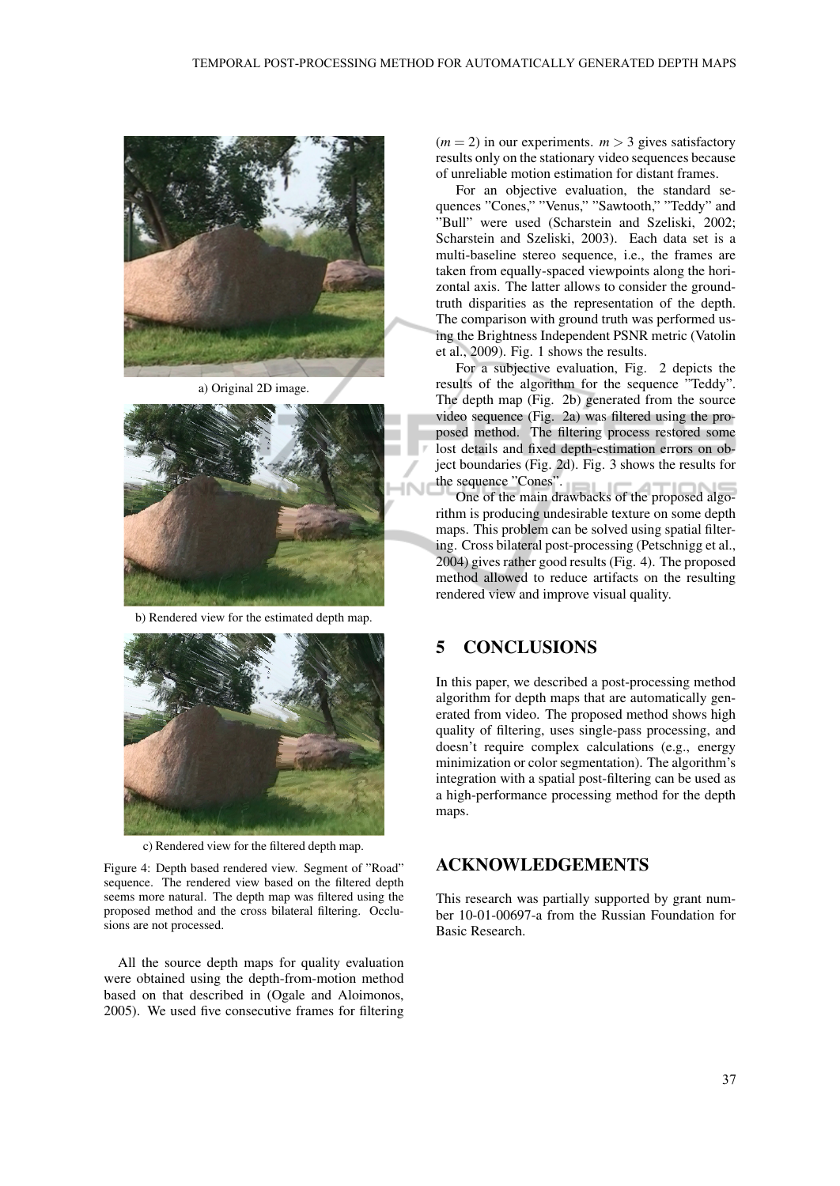a) Original 2D image.

b) Rendered view for the estimated depth map.

c) Rendered view for the filtered depth map.

Figure 4: Depth based rendered view. Segment of "Road" sequence. The rendered view based on the filtered depth seems more natural. The depth map was filtered using the proposed method and the cross bilateral filtering. Occlusions are not processed.

All the source depth maps for quality evaluation were obtained using the depth-from-motion method based on that described in (Ogale and Aloimonos, 2005). We used five consecutive frames for filtering ($m = 2$) in our experiments. $m > 3$ gives satisfactory results only on the stationary video sequences because of unreliable motion estimation for distant frames.

For an objective evaluation, the standard sequences "Cones," "Venus," "Sawtooth," "Teddy" and "Bull" were used (Scharstein and Szeliski, 2002; Scharstein and Szeliski, 2003). Each data set is a multi-baseline stereo sequence, i.e., the frames are taken from equally-spaced viewpoints along the horizontal axis. The latter allows to consider the ground-truth disparities as the representation of the depth. The comparison with ground truth was performed using the Brightness Independent PSNR metric (Vatolin et al., 2009). Fig. 1 shows the results.

For a subjective evaluation, Fig. 2 depicts the results of the algorithm for the sequence "Teddy". The depth map (Fig. 2b) generated from the source video sequence (Fig. 2a) was filtered using the proposed method. The filtering process restored some lost details and fixed depth-estimation errors on object boundaries (Fig. 2d). Fig. 3 shows the results for the sequence "Cones".

One of the main drawbacks of the proposed algorithm is producing undesirable texture on some depth maps. This problem can be solved using spatial filtering. Cross bilateral post-processing (Petschnigg et al., 2004) gives rather good results (Fig. 4). The proposed method allowed to reduce artifacts on the resulting rendered view and improve visual quality.

## 5 CONCLUSIONS

In this paper, we described a post-processing method algorithm for depth maps that are automatically generated from video. The proposed method shows high quality of filtering, uses single-pass processing, and doesn't require complex calculations (e.g., energy minimization or color segmentation). The algorithm's integration with a spatial post-filtering can be used as a high-performance processing method for the depth maps.

## ACKNOWLEDGEMENTS

This research was partially supported by grant number 10-01-00697-a from the Russian Foundation for Basic Research.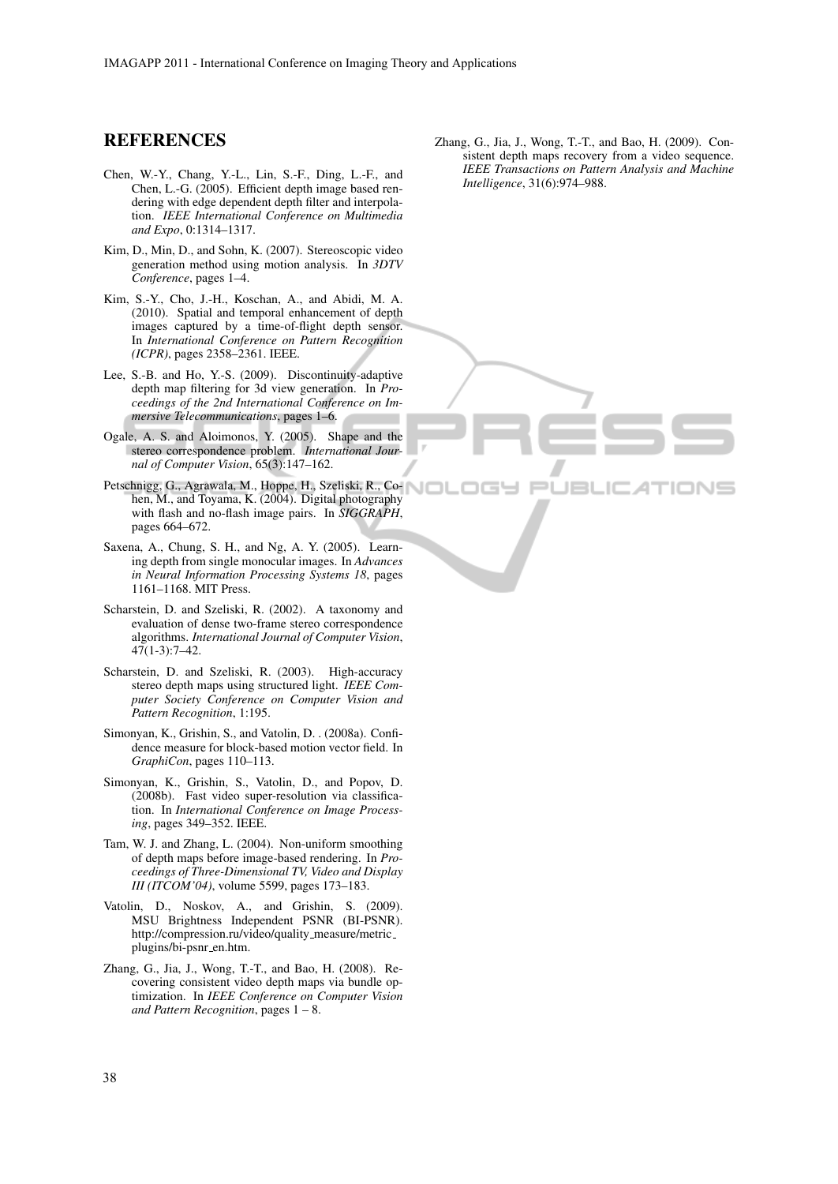## REFERENCES

Chen, W.-Y., Chang, Y.-L., Lin, S.-F., Ding, L.-F., and Chen, L.-G. (2005). Efficient depth image based rendering with edge dependent depth filter and interpolation. *IEEE International Conference on Multimedia and Expo*, 0:1314–1317.

Kim, D., Min, D., and Sohn, K. (2007). Stereoscopic video generation method using motion analysis. In *3DTV Conference*, pages 1–4.

Kim, S.-Y., Cho, J.-H., Koschan, A., and Abidi, M. A. (2010). Spatial and temporal enhancement of depth images captured by a time-of-flight depth sensor. In *International Conference on Pattern Recognition (ICPR)*, pages 2358–2361. IEEE.

Lee, S.-B. and Ho, Y.-S. (2009). Discontinuity-adaptive depth map filtering for 3d view generation. In *Proceedings of the 2nd International Conference on Immersive Telecommunications*, pages 1–6.

Ogale, A. S. and Aloimonos, Y. (2005). Shape and the stereo correspondence problem. *International Journal of Computer Vision*, 65(3):147–162.

Petschnigg, G., Agrawala, M., Hoppe, H., Szeliski, R., Cohen, M., and Toyama, K. (2004). Digital photography with flash and no-flash image pairs. In *SIGGRAPH*, pages 664–672.

Saxena, A., Chung, S. H., and Ng, A. Y. (2005). Learning depth from single monocular images. In *Advances in Neural Information Processing Systems 18*, pages 1161–1168. MIT Press.

Scharstein, D. and Szeliski, R. (2002). A taxonomy and evaluation of dense two-frame stereo correspondence algorithms. *International Journal of Computer Vision*, 47(1-3):7–42.

Scharstein, D. and Szeliski, R. (2003). High-accuracy stereo depth maps using structured light. *IEEE Computer Society Conference on Computer Vision and Pattern Recognition*, 1:195.

Simonyan, K., Grishin, S., and Vatolin, D. . (2008a). Confidence measure for block-based motion vector field. In *GraphiCon*, pages 110–113.

Simonyan, K., Grishin, S., Vatolin, D., and Popov, D. (2008b). Fast video super-resolution via classification. In *International Conference on Image Processing*, pages 349–352. IEEE.

Tam, W. J. and Zhang, L. (2004). Non-uniform smoothing of depth maps before image-based rendering. In *Proceedings of Three-Dimensional TV, Video and Display III (ITCOM'04)*, volume 5599, pages 173–183.

Vatolin, D., Noskov, A., and Grishin, S. (2009). MSU Brightness Independent PSNR (BI-PSNR). http://compression.ru/video/quality_measure/metric_plugins/bi-psnr_en.htm.

Zhang, G., Jia, J., Wong, T.-T., and Bao, H. (2008). Recovering consistent video depth maps via bundle optimization. In *IEEE Conference on Computer Vision and Pattern Recognition*, pages 1 – 8.

Zhang, G., Jia, J., Wong, T.-T., and Bao, H. (2009). Consistent depth maps recovery from a video sequence. *IEEE Transactions on Pattern Analysis and Machine Intelligence*, 31(6):974–988.